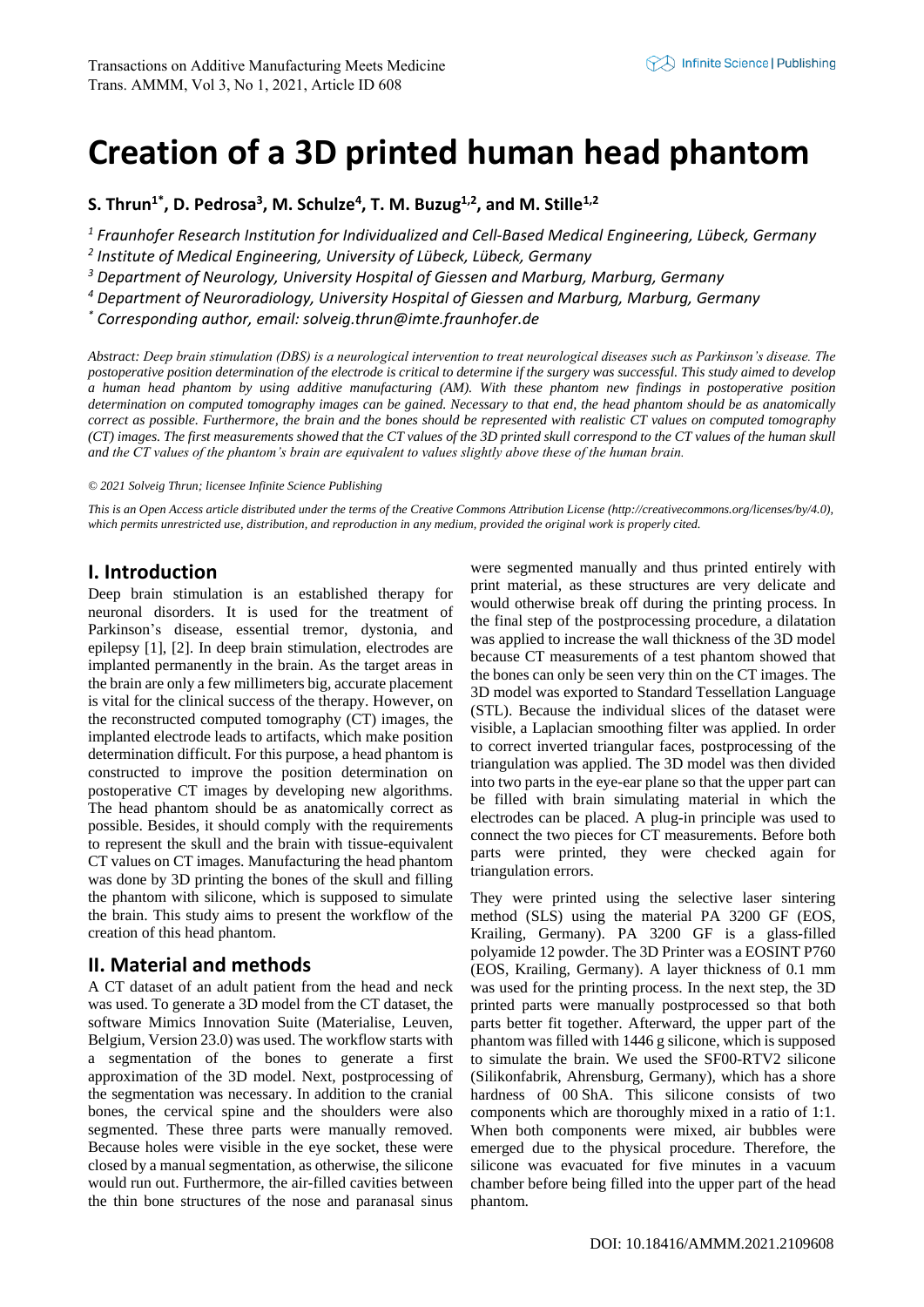# Creation of a 3D printed human head phantom

**S. Thrun[1*], D. Pedrosa[3], M. Schulze[4], T. M. Buzug[1,2], and M. Stille[1,2]**

*[1] Fraunhofer Research Institution for Individualized and Cell-Based Medical Engineering, Lübeck, Germany*
*[2] Institute of Medical Engineering, University of Lübeck, Lübeck, Germany*
*[3] Department of Neurology, University Hospital of Giessen and Marburg, Marburg, Germany*
*[4] Department of Neuroradiology, University Hospital of Giessen and Marburg, Marburg, Germany*
*[*] Corresponding author, email: solveig.thrun@imte.fraunhofer.de*

*Abstract: Deep brain stimulation (DBS) is a neurological intervention to treat neurological diseases such as Parkinson's disease. The postoperative position determination of the electrode is critical to determine if the surgery was successful. This study aimed to develop a human head phantom by using additive manufacturing (AM). With these phantom new findings in postoperative position determination on computed tomography images can be gained. Necessary to that end, the head phantom should be as anatomically correct as possible. Furthermore, the brain and the bones should be represented with realistic CT values on computed tomography (CT) images. The first measurements showed that the CT values of the 3D printed skull correspond to the CT values of the human skull and the CT values of the phantom's brain are equivalent to values slightly above these of the human brain.*

*© 2021 Solveig Thrun; licensee Infinite Science Publishing*

*This is an Open Access article distributed under the terms of the Creative Commons Attribution License (http://creativecommons.org/licenses/by/4.0), which permits unrestricted use, distribution, and reproduction in any medium, provided the original work is properly cited.*

## I. Introduction

Deep brain stimulation is an established therapy for neuronal disorders. It is used for the treatment of Parkinson's disease, essential tremor, dystonia, and epilepsy [1], [2]. In deep brain stimulation, electrodes are implanted permanently in the brain. As the target areas in the brain are only a few millimeters big, accurate placement is vital for the clinical success of the therapy. However, on the reconstructed computed tomography (CT) images, the implanted electrode leads to artifacts, which make position determination difficult. For this purpose, a head phantom is constructed to improve the position determination on postoperative CT images by developing new algorithms. The head phantom should be as anatomically correct as possible. Besides, it should comply with the requirements to represent the skull and the brain with tissue-equivalent CT values on CT images. Manufacturing the head phantom was done by 3D printing the bones of the skull and filling the phantom with silicone, which is supposed to simulate the brain. This study aims to present the workflow of the creation of this head phantom.

## II. Material and methods

A CT dataset of an adult patient from the head and neck was used. To generate a 3D model from the CT dataset, the software Mimics Innovation Suite (Materialise, Leuven, Belgium, Version 23.0) was used. The workflow starts with a segmentation of the bones to generate a first approximation of the 3D model. Next, postprocessing of the segmentation was necessary. In addition to the cranial bones, the cervical spine and the shoulders were also segmented. These three parts were manually removed. Because holes were visible in the eye socket, these were closed by a manual segmentation, as otherwise, the silicone would run out. Furthermore, the air-filled cavities between the thin bone structures of the nose and paranasal sinus were segmented manually and thus printed entirely with print material, as these structures are very delicate and would otherwise break off during the printing process. In the final step of the postprocessing procedure, a dilatation was applied to increase the wall thickness of the 3D model because CT measurements of a test phantom showed that the bones can only be seen very thin on the CT images. The 3D model was exported to Standard Tessellation Language (STL). Because the individual slices of the dataset were visible, a Laplacian smoothing filter was applied. In order to correct inverted triangular faces, postprocessing of the triangulation was applied. The 3D model was then divided into two parts in the eye-ear plane so that the upper part can be filled with brain simulating material in which the electrodes can be placed. A plug-in principle was used to connect the two pieces for CT measurements. Before both parts were printed, they were checked again for triangulation errors.

They were printed using the selective laser sintering method (SLS) using the material PA 3200 GF (EOS, Krailing, Germany). PA 3200 GF is a glass-filled polyamide 12 powder. The 3D Printer was a EOSINT P760 (EOS, Krailing, Germany). A layer thickness of 0.1 mm was used for the printing process. In the next step, the 3D printed parts were manually postprocessed so that both parts better fit together. Afterward, the upper part of the phantom was filled with 1446 g silicone, which is supposed to simulate the brain. We used the SF00-RTV2 silicone (Silikonfabrik, Ahrensburg, Germany), which has a shore hardness of 00 ShA. This silicone consists of two components which are thoroughly mixed in a ratio of 1:1. When both components were mixed, air bubbles were emerged due to the physical procedure. Therefore, the silicone was evacuated for five minutes in a vacuum chamber before being filled into the upper part of the head phantom.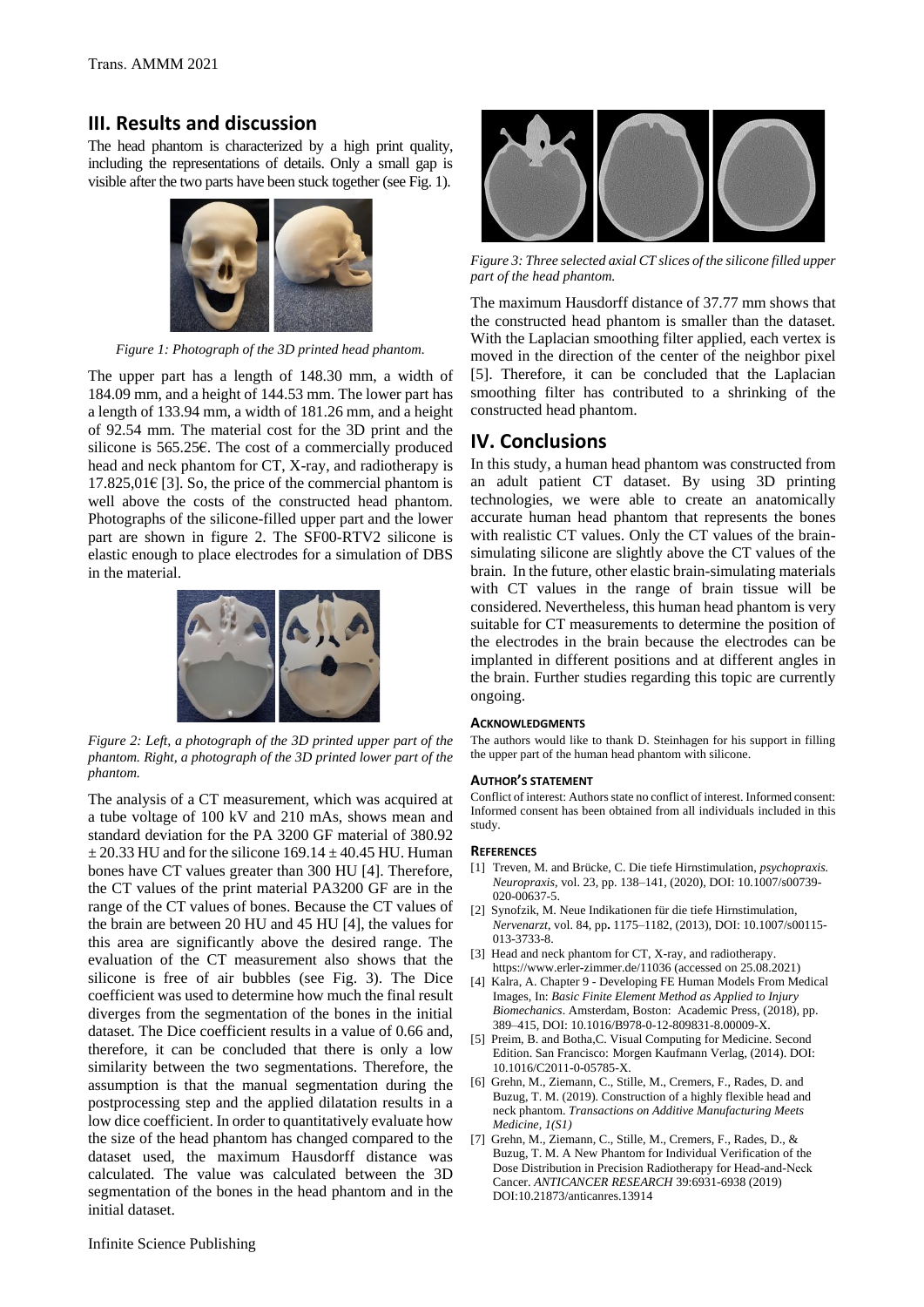## III. Results and discussion

The head phantom is characterized by a high print quality, including the representations of details. Only a small gap is visible after the two parts have been stuck together (see Fig. 1).

*Figure 1: Photograph of the 3D printed head phantom.*

The upper part has a length of 148.30 mm, a width of 184.09 mm, and a height of 144.53 mm. The lower part has a length of 133.94 mm, a width of 181.26 mm, and a height of 92.54 mm. The material cost for the 3D print and the silicone is 565.25€. The cost of a commercially produced head and neck phantom for CT, X-ray, and radiotherapy is 17.825,01€ [3]. So, the price of the commercial phantom is well above the costs of the constructed head phantom. Photographs of the silicone-filled upper part and the lower part are shown in figure 2. The SF00-RTV2 silicone is elastic enough to place electrodes for a simulation of DBS in the material.

*Figure 2: Left, a photograph of the 3D printed upper part of the phantom. Right, a photograph of the 3D printed lower part of the phantom.*

The analysis of a CT measurement, which was acquired at a tube voltage of 100 kV and 210 mAs, shows mean and standard deviation for the PA 3200 GF material of 380.92 $\pm$ 20.33 HU and for the silicone 169.14 $\pm$ 40.45 HU. Human bones have CT values greater than 300 HU [4]. Therefore, the CT values of the print material PA3200 GF are in the range of the CT values of bones. Because the CT values of the brain are between 20 HU and 45 HU [4], the values for this area are significantly above the desired range. The evaluation of the CT measurement also shows that the silicone is free of air bubbles (see Fig. 3). The Dice coefficient was used to determine how much the final result diverges from the segmentation of the bones in the initial dataset. The Dice coefficient results in a value of 0.66 and, therefore, it can be concluded that there is only a low similarity between the two segmentations. Therefore, the assumption is that the manual segmentation during the postprocessing step and the applied dilatation results in a low dice coefficient. In order to quantitatively evaluate how the size of the head phantom has changed compared to the dataset used, the maximum Hausdorff distance was calculated. The value was calculated between the 3D segmentation of the bones in the head phantom and in the initial dataset.

*Figure 3: Three selected axial CT slices of the silicone filled upper part of the head phantom.*

The maximum Hausdorff distance of 37.77 mm shows that the constructed head phantom is smaller than the dataset. With the Laplacian smoothing filter applied, each vertex is moved in the direction of the center of the neighbor pixel [5]. Therefore, it can be concluded that the Laplacian smoothing filter has contributed to a shrinking of the constructed head phantom.

## IV. Conclusions

In this study, a human head phantom was constructed from an adult patient CT dataset. By using 3D printing technologies, we were able to create an anatomically accurate human head phantom that represents the bones with realistic CT values. Only the CT values of the brain-simulating silicone are slightly above the CT values of the brain. In the future, other elastic brain-simulating materials with CT values in the range of brain tissue will be considered. Nevertheless, this human head phantom is very suitable for CT measurements to determine the position of the electrodes in the brain because the electrodes can be implanted in different positions and at different angles in the brain. Further studies regarding this topic are currently ongoing.

#### Acknowledgments

The authors would like to thank D. Steinhagen for his support in filling the upper part of the human head phantom with silicone.

#### Author's statement

Conflict of interest: Authors state no conflict of interest. Informed consent: Informed consent has been obtained from all individuals included in this study.

#### References

[1] Treven, M. and Brücke, C. Die tiefe Hirnstimulation, *psychopraxis. Neuropraxis*, vol. 23, pp. 138–141, (2020), DOI: 10.1007/s00739-020-00637-5.

[2] Synofzik, M. Neue Indikationen für die tiefe Hirnstimulation, *Nervenarzt*, vol. 84, pp**.** 1175–1182, (2013), DOI: 10.1007/s00115-013-3733-8.

[3] Head and neck phantom for CT, X-ray, and radiotherapy. https://www.erler-zimmer.de/11036 (accessed on 25.08.2021)

[4] Kalra, A. Chapter 9 - Developing FE Human Models From Medical Images, In: *Basic Finite Element Method as Applied to Injury Biomechanics*. Amsterdam, Boston: Academic Press, (2018), pp. 389–415, DOI: 10.1016/B978-0-12-809831-8.00009-X.

[5] Preim, B. and Botha,C. Visual Computing for Medicine. Second Edition. San Francisco: Morgen Kaufmann Verlag, (2014). DOI: 10.1016/C2011-0-05785-X.

[6] Grehn, M., Ziemann, C., Stille, M., Cremers, F., Rades, D. and Buzug, T. M. (2019). Construction of a highly flexible head and neck phantom. *Transactions on Additive Manufacturing Meets Medicine, 1(S1)*

[7] Grehn, M., Ziemann, C., Stille, M., Cremers, F., Rades, D., & Buzug, T. M. A New Phantom for Individual Verification of the Dose Distribution in Precision Radiotherapy for Head-and-Neck Cancer. *ANTICANCER RESEARCH* 39:6931-6938 (2019) DOI:10.21873/anticanres.13914